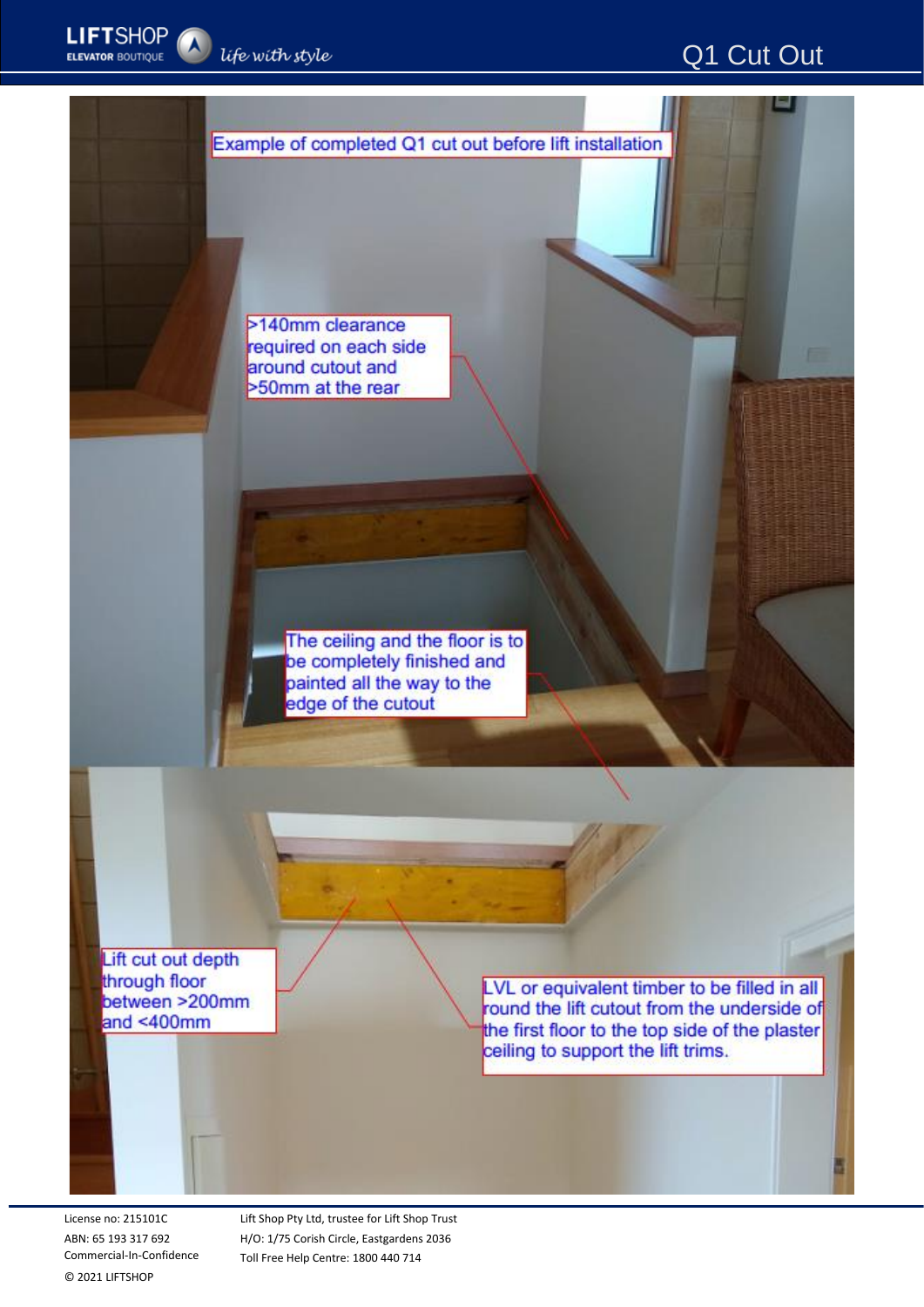# Q1 Cut Out

Example of completed Q1 cut out before lift installation

>140mm clearance required on each side around cutout and >50mm at the rear

The ceiling and the floor is to be completely finished and painted all the way to the edge of the cutout

Lift cut out depth through floor between >200mm and <400mm

LVL or equivalent timber to be filled in all round the lift cutout from the underside of the first floor to the top side of the plaster ceiling to support the lift trims.

License no: 215101C
ABN: 65 193 317 692
Commercial-In-Confidence
© 2021 LIFTSHOP

Lift Shop Pty Ltd, trustee for Lift Shop Trust
H/O: 1/75 Corish Circle, Eastgardens 2036
Toll Free Help Centre: 1800 440 714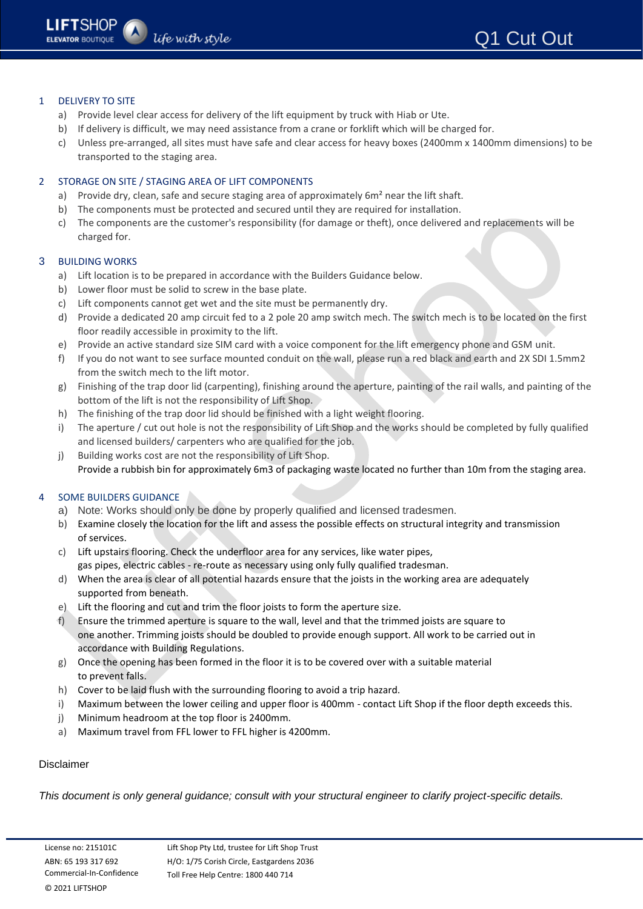# Q1 Cut Out

## 1 DELIVERY TO SITE

a) Provide level clear access for delivery of the lift equipment by truck with Hiab or Ute.

b) If delivery is difficult, we may need assistance from a crane or forklift which will be charged for.

c) Unless pre-arranged, all sites must have safe and clear access for heavy boxes (2400mm x 1400mm dimensions) to be transported to the staging area.

## 2 STORAGE ON SITE / STAGING AREA OF LIFT COMPONENTS

a) Provide dry, clean, safe and secure staging area of approximately 6m² near the lift shaft.

b) The components must be protected and secured until they are required for installation.

c) The components are the customer's responsibility (for damage or theft), once delivered and replacements will be charged for.

## 3 BUILDING WORKS

a) Lift location is to be prepared in accordance with the Builders Guidance below.

b) Lower floor must be solid to screw in the base plate.

c) Lift components cannot get wet and the site must be permanently dry.

d) Provide a dedicated 20 amp circuit fed to a 2 pole 20 amp switch mech. The switch mech is to be located on the first floor readily accessible in proximity to the lift.

e) Provide an active standard size SIM card with a voice component for the lift emergency phone and GSM unit.

f) If you do not want to see surface mounted conduit on the wall, please run a red black and earth and 2X SDI 1.5mm2 from the switch mech to the lift motor.

g) Finishing of the trap door lid (carpenting), finishing around the aperture, painting of the rail walls, and painting of the bottom of the lift is not the responsibility of Lift Shop.

h) The finishing of the trap door lid should be finished with a light weight flooring.

i) The aperture / cut out hole is not the responsibility of Lift Shop and the works should be completed by fully qualified and licensed builders/ carpenters who are qualified for the job.

j) Building works cost are not the responsibility of Lift Shop.
Provide a rubbish bin for approximately 6m3 of packaging waste located no further than 10m from the staging area.

## 4 SOME BUILDERS GUIDANCE

a) Note: Works should only be done by properly qualified and licensed tradesmen.

b) Examine closely the location for the lift and assess the possible effects on structural integrity and transmission of services.

c) Lift upstairs flooring. Check the underfloor area for any services, like water pipes, gas pipes, electric cables - re-route as necessary using only fully qualified tradesman.

d) When the area is clear of all potential hazards ensure that the joists in the working area are adequately supported from beneath.

e) Lift the flooring and cut and trim the floor joists to form the aperture size.

f) Ensure the trimmed aperture is square to the wall, level and that the trimmed joists are square to one another. Trimming joists should be doubled to provide enough support. All work to be carried out in accordance with Building Regulations.

g) Once the opening has been formed in the floor it is to be covered over with a suitable material to prevent falls.

h) Cover to be laid flush with the surrounding flooring to avoid a trip hazard.

i) Maximum between the lower ceiling and upper floor is 400mm - contact Lift Shop if the floor depth exceeds this.

j) Minimum headroom at the top floor is 2400mm.

a) Maximum travel from FFL lower to FFL higher is 4200mm.

Disclaimer

*This document is only general guidance; consult with your structural engineer to clarify project-specific details.*